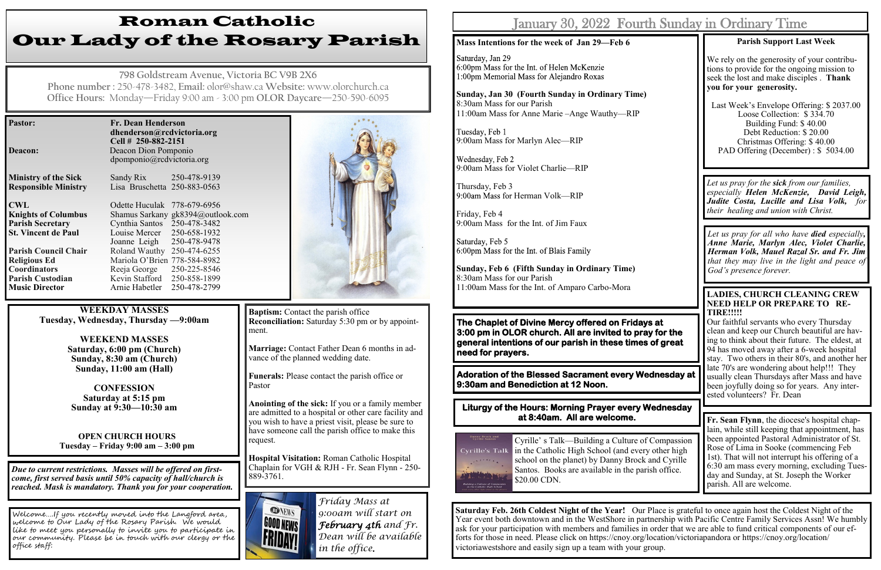# Roman Catholic
# Our Lady of the Rosary Parish

798 Goldstream Avenue, Victoria BC V9B 2X6
**Phone number** : 250-478-3482, **Email:** olor@shaw.ca **Website:** www.olorchurch.ca
**Office Hours:** Monday—Friday 9:00 am - 3:00 pm **OLOR Daycare**—250-590-6095

| | | |
|---|---|---|
| **Pastor:** | **Fr. Dean Henderson** **dhenderson@rcdvictoria.org** **Cell # 250-882-2151** | |
| **Deacon:** | Deacon Dion Pomponio dpomponio@rcdvictoria.org | |
| **Ministry of the Sick** | Sandy Rix | 250-478-9139 |
| **Responsible Ministry** | Lisa Bruschetta | 250-883-0563 |
| **CWL** | Odette Huculak | 778-679-6956 |
| **Knights of Columbus** | Shamus Sarkany | gk8394@outlook.com |
| **Parish Secretary** | Cynthia Santos | 250-478-3482 |
| **St. Vincent de Paul** | Louise Mercer | 250-658-1932 |
| | Joanne Leigh | 250-478-9478 |
| **Parish Council Chair** | Roland Wauthy | 250-474-6255 |
| **Religious Ed** | Mariola O'Brien | 778-584-8982 |
| **Coordinators** | Reeja George | 250-225-8546 |
| **Parish Custodian** | Kevin Stafford | 250-858-1899 |
| **Music Director** | Arnie Habetler | 250-478-2799 |

**WEEKDAY MASSES**
**Tuesday, Wednesday, Thursday —9:00am**

**WEEKEND MASSES**
**Saturday, 6:00 pm (Church)**
**Sunday, 8:30 am (Church)**
**Sunday, 11:00 am (Hall)**

**CONFESSION**
**Saturday at 5:15 pm**
**Sunday at 9:30—10:30 am**

**OPEN CHURCH HOURS**
**Tuesday – Friday 9:00 am – 3:00 pm**

***Due to current restrictions. Masses will be offered on first-come, first served basis until 50% capacity of hall/church is reached. Mask is mandatory. Thank you for your cooperation.***

*Welcome....If you recently moved into the Langford area, welcome to Our Lady of the Rosary Parish. We would like to meet you personally to invite you to participate in our community. Please be in touch with our clergy or the office staff.*

**Baptism:** Contact the parish office
**Reconciliation:** Saturday 5:30 pm or by appointment.

**Marriage:** Contact Father Dean 6 months in advance of the planned wedding date.

**Funerals:** Please contact the parish office or Pastor

**Anointing of the sick:** If you or a family member are admitted to a hospital or other care facility and you wish to have a priest visit, please be sure to have someone call the parish office to make this request.

**Hospital Visitation:** Roman Catholic Hospital Chaplain for VGH & RJH - Fr. Sean Flynn - 250-889-3761.

*Friday Mass at 9:00am will start on **February 4th** and Fr. Dean will be available in the office.*

## January 30, 2022 Fourth Sunday in Ordinary Time

**Mass Intentions for the week of Jan 29—Feb 6**

Saturday, Jan 29
6:00pm Mass for the Int. of Helen McKenzie
1:00pm Memorial Mass for Alejandro Roxas

**Sunday, Jan 30 (Fourth Sunday in Ordinary Time)**
8:30am Mass for our Parish
11:00am Mass for Anne Marie –Ange Wauthy—RIP

Tuesday, Feb 1
9:00am Mass for Marlyn Alec—RIP

Wednesday, Feb 2
9:00am Mass for Violet Charlie—RIP

Thursday, Feb 3
9:00am Mass for Herman Volk—RIP

Friday, Feb 4
9:00am Mass for the Int. of Jim Faux

Saturday, Feb 5
6:00pm Mass for the Int. of Blais Family

**Sunday, Feb 6 (Fifth Sunday in Ordinary Time)**
8:30am Mass for our Parish
11:00am Mass for the Int. of Amparo Carbo-Mora

**The Chaplet of Divine Mercy offered on Fridays at 3:00 pm in OLOR church. All are invited to pray for the general intentions of our parish in these times of great need for prayers.**

**Adoration of the Blessed Sacrament every Wednesday at 9:30am and Benediction at 12 Noon.**

**Liturgy of the Hours: Morning Prayer every Wednesday at 8:40am. All are welcome.**

Cyrille's Talk—Building a Culture of Compassion in the Catholic High School (and every other high school on the planet) by Danny Brock and Cyrille Santos. Books are available in the parish office. $20.00 CDN.

**Parish Support Last Week**

We rely on the generosity of your contributions to provide for the ongoing mission to seek the lost and make disciples . **Thank you for your generosity.**

Last Week's Envelope Offering: $ 2037.00
Loose Collection: $ 334.70
Building Fund: $ 40.00
Debt Reduction: $ 20.00
Christmas Offering: $ 40.00
PAD Offering (December) : $ 5034.00

*Let us pray for the **sick** from our families, especially **Helen McKenzie, David Leigh, Judite Costa, Lucille and Lisa Volk,** for their healing and union with Christ.*

*Let us pray for all who have **died** especially, **Anne Marie, Marlyn Alec, Violet Charlie, Herman Volk, Mauel Razal Sr. and Fr. Jim** that they may live in the light and peace of God's presence forever.*

**LADIES, CHURCH CLEANING CREW NEED HELP OR PREPARE TO RE-TIRE!!!!!**
Our faithful servants who every Thursday clean and keep our Church beautiful are having to think about their future. The eldest, at 94 has moved away after a 6-week hospital stay. Two others in their 80's, and another her late 70's are wondering about help!!! They usually clean Thursdays after Mass and have been joyfully doing so for years. Any interested volunteers? Fr. Dean

**Fr. Sean Flynn**, the diocese's hospital chaplain, while still keeping that appointment, has been appointed Pastoral Administrator of St. Rose of Lima in Sooke (commencing Feb 1st). That will not interrupt his offering of a 6:30 am mass every morning, excluding Tuesday and Sunday, at St. Joseph the Worker parish. All are welcome.

**Saturday Feb. 26th Coldest Night of the Year!** Our Place is grateful to once again host the Coldest Night of the Year event both downtown and in the WestShore in partnership with Pacific Centre Family Services Assn! We humbly ask for your participation with members and families in order that we are able to fund critical components of our efforts for those in need. Please click on https://cnoy.org/location/victoriapandora or https://cnoy.org/location/victoriawestshore and easily sign up a team with your group.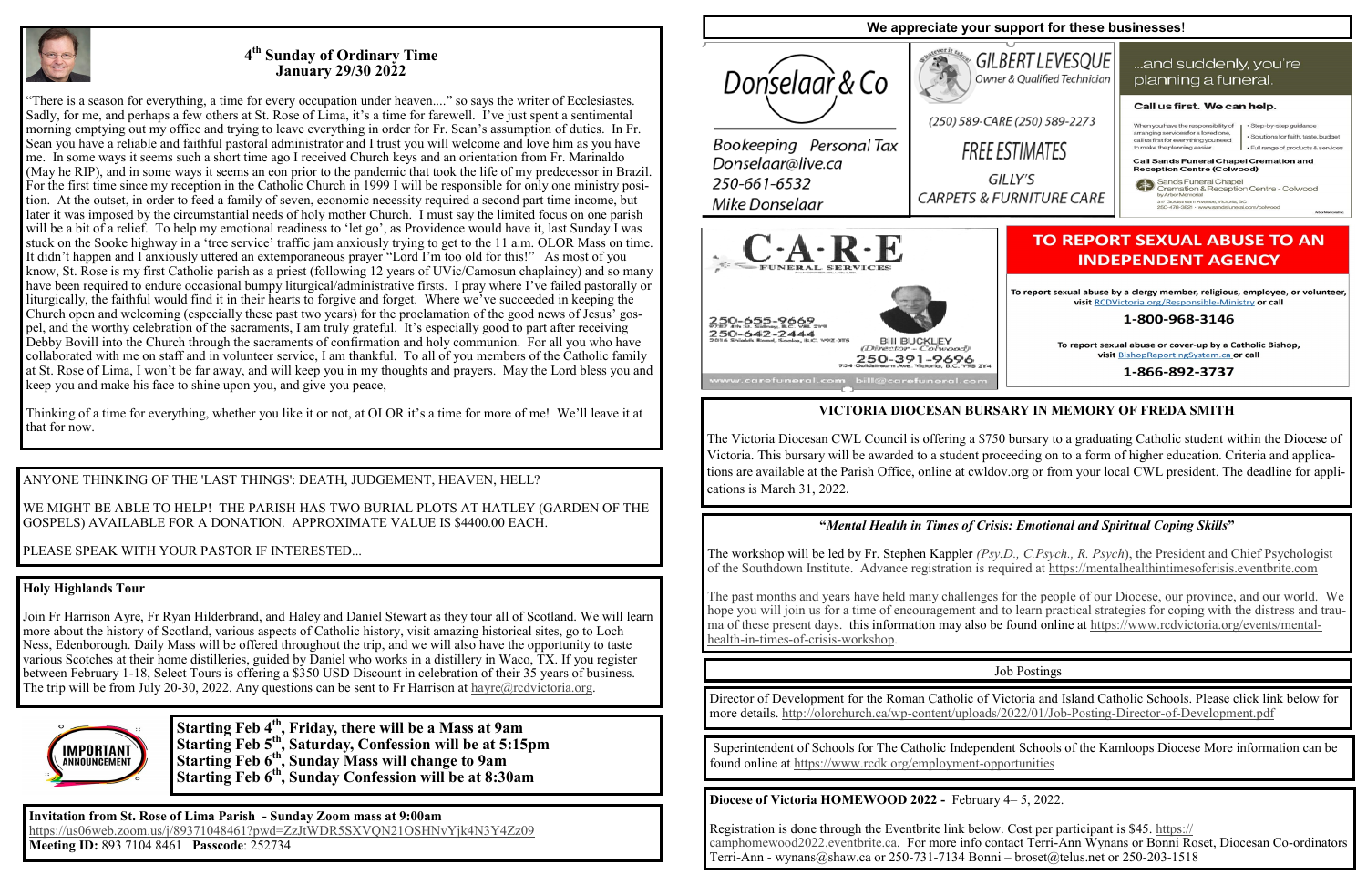## 4th Sunday of Ordinary Time
## January 29/30 2022

"There is a season for everything, a time for every occupation under heaven...." so says the writer of Ecclesiastes. Sadly, for me, and perhaps a few others at St. Rose of Lima, it's a time for farewell. I've just spent a sentimental morning emptying out my office and trying to leave everything in order for Fr. Sean's assumption of duties. In Fr. Sean you have a reliable and faithful pastoral administrator and I trust you will welcome and love him as you have me. In some ways it seems such a short time ago I received Church keys and an orientation from Fr. Marinaldo (May he RIP), and in some ways it seems an eon prior to the pandemic that took the life of my predecessor in Brazil. For the first time since my reception in the Catholic Church in 1999 I will be responsible for only one ministry position. At the outset, in order to feed a family of seven, economic necessity required a second part time income, but later it was imposed by the circumstantial needs of holy mother Church. I must say the limited focus on one parish will be a bit of a relief. To help my emotional readiness to 'let go', as Providence would have it, last Sunday I was stuck on the Sooke highway in a 'tree service' traffic jam anxiously trying to get to the 11 a.m. OLOR Mass on time. It didn't happen and I anxiously uttered an extemporaneous prayer "Lord I'm too old for this!" As most of you know, St. Rose is my first Catholic parish as a priest (following 12 years of UVic/Camosun chaplaincy) and so many have been required to endure occasional bumpy liturgical/administrative firsts. I pray where I've failed pastorally or liturgically, the faithful would find it in their hearts to forgive and forget. Where we've succeeded in keeping the Church open and welcoming (especially these past two years) for the proclamation of the good news of Jesus' gospel, and the worthy celebration of the sacraments, I am truly grateful. It's especially good to part after receiving Debby Bovill into the Church through the sacraments of confirmation and holy communion. For all you who have collaborated with me on staff and in volunteer service, I am thankful. To all of you members of the Catholic family at St. Rose of Lima, I won't be far away, and will keep you in my thoughts and prayers. May the Lord bless you and keep you and make his face to shine upon you, and give you peace,

Thinking of a time for everything, whether you like it or not, at OLOR it's a time for more of me! We'll leave it at that for now.

ANYONE THINKING OF THE 'LAST THINGS': DEATH, JUDGEMENT, HEAVEN, HELL?

WE MIGHT BE ABLE TO HELP! THE PARISH HAS TWO BURIAL PLOTS AT HATLEY (GARDEN OF THE GOSPELS) AVAILABLE FOR A DONATION. APPROXIMATE VALUE IS $4400.00 EACH.

PLEASE SPEAK WITH YOUR PASTOR IF INTERESTED...

**Holy Highlands Tour**

Join Fr Harrison Ayre, Fr Ryan Hilderbrand, and Haley and Daniel Stewart as they tour all of Scotland. We will learn more about the history of Scotland, various aspects of Catholic history, visit amazing historical sites, go to Loch Ness, Edenborough. Daily Mass will be offered throughout the trip, and we will also have the opportunity to taste various Scotches at their home distilleries, guided by Daniel who works in a distillery in Waco, TX. If you register between February 1-18, Select Tours is offering a $350 USD Discount in celebration of their 35 years of business. The trip will be from July 20-30, 2022. Any questions can be sent to Fr Harrison at hayre@rcdvictoria.org.

IMPORTANT ANNOUNCEMENT

**Starting Feb 4th, Friday, there will be a Mass at 9am**
**Starting Feb 5th, Saturday, Confession will be at 5:15pm**
**Starting Feb 6th, Sunday Mass will change to 9am**
**Starting Feb 6th, Sunday Confession will be at 8:30am**

**Invitation from St. Rose of Lima Parish - Sunday Zoom mass at 9:00am**
https://us06web.zoom.us/j/89371048461?pwd=ZzJtWDR5SXVQN21OSHNvYjk4N3Y4Zz09
**Meeting ID:** 893 7104 8461 **Passcode**: 252734

**We appreciate your support for these businesses!**

Donselaar & Co
Bookeeping Personal Tax
Donselaar@live.ca
250-661-6532
Mike Donselaar

GILBERT LEVESQUE
Owner & Qualified Technician
(250) 589-CARE (250) 589-2273
FREE ESTIMATES
GILLY'S
CARPETS & FURNITURE CARE

...and suddenly, you're planning a funeral.
Call us first. We can help.
Call Sands Funeral Chapel Cremation and Reception Centre (Colwood)
Sands Funeral Chapel Cremation & Reception Centre - Colwood

C-A-R-E FUNERAL SERVICES
250-655-9669
250-642-2444
Bill BUCKLEY (Director - Colwood)
250-391-9696
www.carefuneral.com bill@carefuneral.com

**TO REPORT SEXUAL ABUSE TO AN INDEPENDENT AGENCY**

To report sexual abuse by a clergy member, religious, employee, or volunteer, visit RCDVictoria.org/Responsible-Ministry or call

**1-800-968-3146**

To report sexual abuse or cover-up by a Catholic Bishop, visit BishopReportingSystem.ca or call

**1-866-892-3737**

**VICTORIA DIOCESAN BURSARY IN MEMORY OF FREDA SMITH**

The Victoria Diocesan CWL Council is offering a $750 bursary to a graduating Catholic student within the Diocese of Victoria. This bursary will be awarded to a student proceeding on to a form of higher education. Criteria and applications are available at the Parish Office, online at cwldov.org or from your local CWL president. The deadline for applications is March 31, 2022.

**"*Mental Health in Times of Crisis: Emotional and Spiritual Coping Skills*"**

The workshop will be led by Fr. Stephen Kappler *(Psy.D., C.Psych., R. Psych*), the President and Chief Psychologist of the Southdown Institute. Advance registration is required at https://mentalhealthintimesofcrisis.eventbrite.com

The past months and years have held many challenges for the people of our Diocese, our province, and our world. We hope you will join us for a time of encouragement and to learn practical strategies for coping with the distress and trauma of these present days. this information may also be found online at https://www.rcdvictoria.org/events/mental-health-in-times-of-crisis-workshop.

Job Postings

Director of Development for the Roman Catholic of Victoria and Island Catholic Schools. Please click link below for more details. http://olorchurch.ca/wp-content/uploads/2022/01/Job-Posting-Director-of-Development.pdf

Superintendent of Schools for The Catholic Independent Schools of the Kamloops Diocese More information can be found online at https://www.rcdk.org/employment-opportunities

**Diocese of Victoria HOMEWOOD 2022 -** February 4– 5, 2022.

Registration is done through the Eventbrite link below. Cost per participant is $45. https://camphomewood2022.eventbrite.ca. For more info contact Terri-Ann Wynans or Bonni Roset, Diocesan Co-ordinators Terri-Ann - wynans@shaw.ca or 250-731-7134 Bonni – broset@telus.net or 250-203-1518